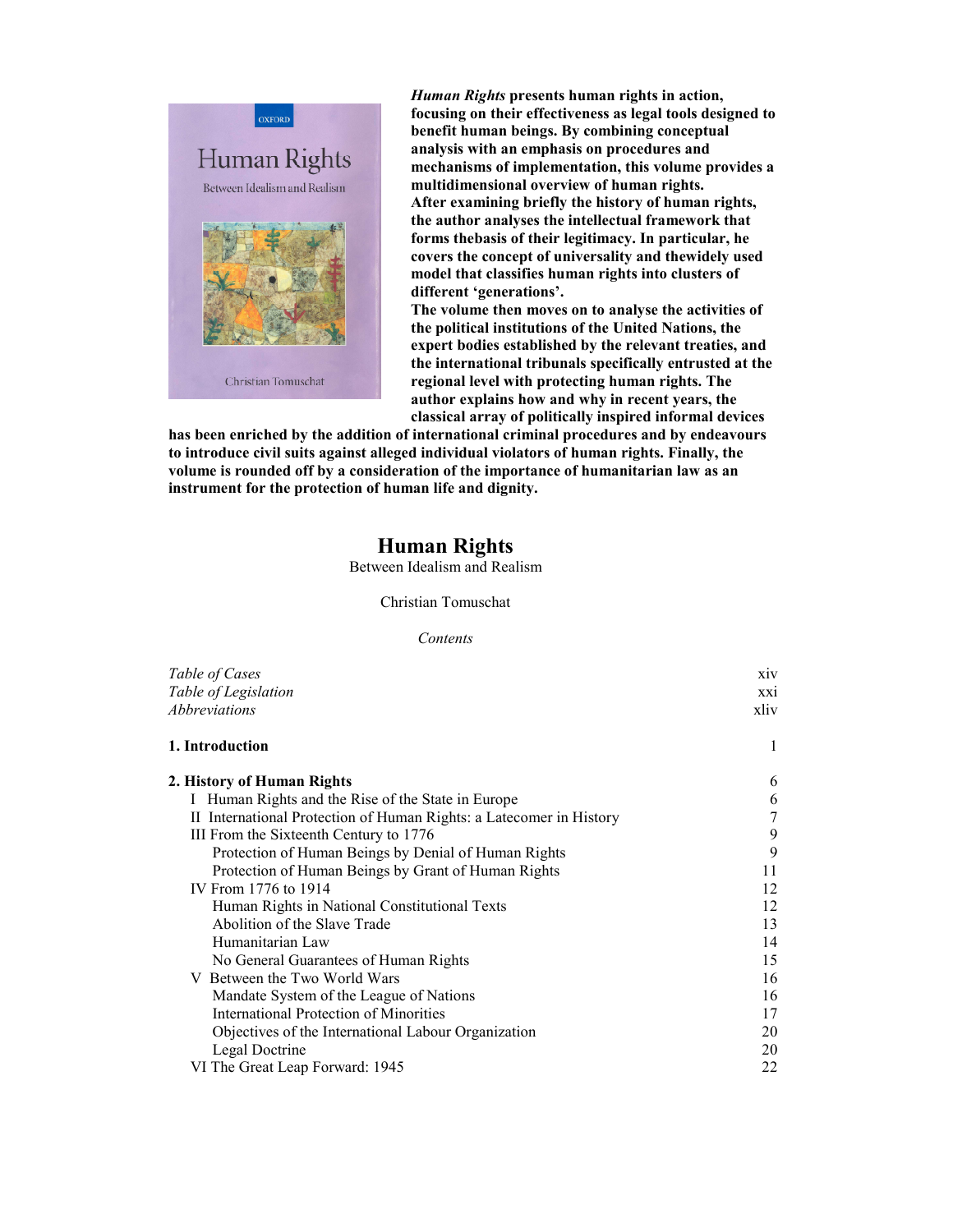***Human Rights*** **presents human rights in action, focusing on their effectiveness as legal tools designed to benefit human beings. By combining conceptual analysis with an emphasis on procedures and mechanisms of implementation, this volume provides a multidimensional overview of human rights.**
**After examining briefly the history of human rights, the author analyses the intellectual framework that forms thebasis of their legitimacy. In particular, he covers the concept of universality and thewidely used model that classifies human rights into clusters of different 'generations'.**
**The volume then moves on to analyse the activities of the political institutions of the United Nations, the expert bodies established by the relevant treaties, and the international tribunals specifically entrusted at the regional level with protecting human rights. The author explains how and why in recent years, the classical array of politically inspired informal devices has been enriched by the addition of international criminal procedures and by endeavours to introduce civil suits against alleged individual violators of human rights. Finally, the volume is rounded off by a consideration of the importance of humanitarian law as an instrument for the protection of human life and dignity.**

# Human Rights

Between Idealism and Realism

Christian Tomuschat

*Contents*

| | |
|---|---|
| *Table of Cases* | xiv |
| *Table of Legislation* | xxi |
| *Abbreviations* | xliv |
| **1. Introduction** | 1 |
| **2. History of Human Rights** | 6 |
| I Human Rights and the Rise of the State in Europe | 6 |
| II International Protection of Human Rights: a Latecomer in History | 7 |
| III From the Sixteenth Century to 1776 | 9 |
| Protection of Human Beings by Denial of Human Rights | 9 |
| Protection of Human Beings by Grant of Human Rights | 11 |
| IV From 1776 to 1914 | 12 |
| Human Rights in National Constitutional Texts | 12 |
| Abolition of the Slave Trade | 13 |
| Humanitarian Law | 14 |
| No General Guarantees of Human Rights | 15 |
| V Between the Two World Wars | 16 |
| Mandate System of the League of Nations | 16 |
| International Protection of Minorities | 17 |
| Objectives of the International Labour Organization | 20 |
| Legal Doctrine | 20 |
| VI The Great Leap Forward: 1945 | 22 |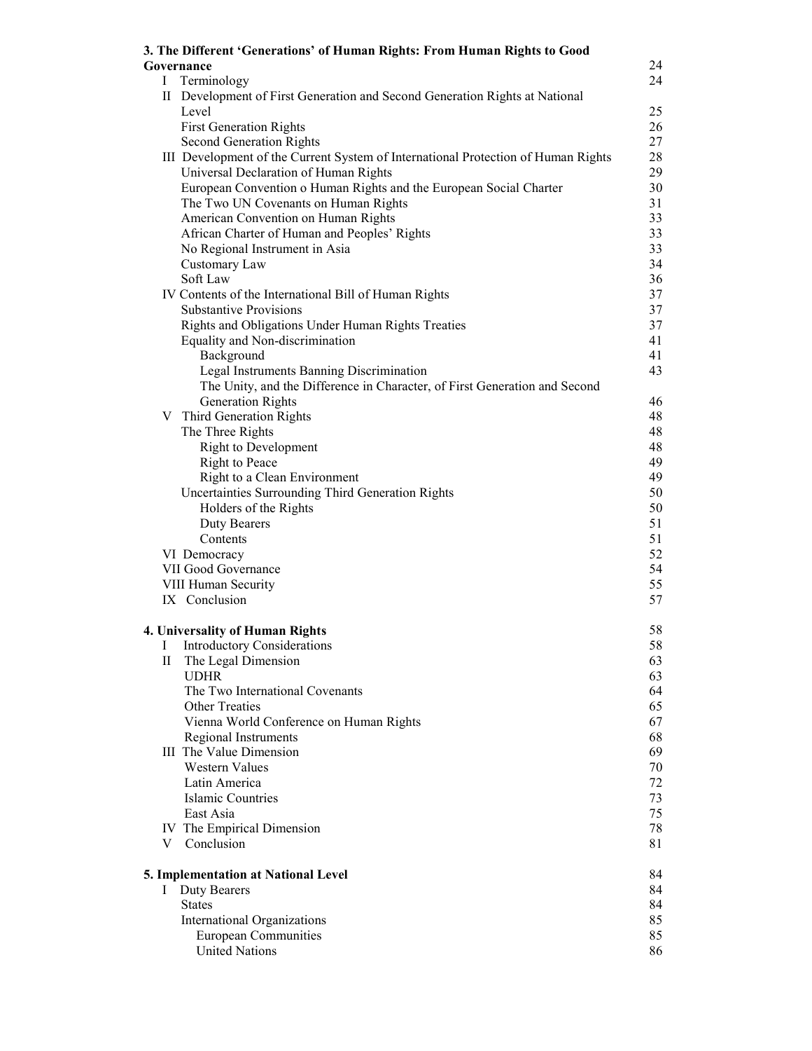| | |
|---|---|
| **3. The Different 'Generations' of Human Rights: From Human Rights to Good Governance** | 24 |
| I Terminology | 24 |
| II Development of First Generation and Second Generation Rights at National Level | 25 |
| First Generation Rights | 26 |
| Second Generation Rights | 27 |
| III Development of the Current System of International Protection of Human Rights | 28 |
| Universal Declaration of Human Rights | 29 |
| European Convention o Human Rights and the European Social Charter | 30 |
| The Two UN Covenants on Human Rights | 31 |
| American Convention on Human Rights | 33 |
| African Charter of Human and Peoples' Rights | 33 |
| No Regional Instrument in Asia | 33 |
| Customary Law | 34 |
| Soft Law | 36 |
| IV Contents of the International Bill of Human Rights | 37 |
| Substantive Provisions | 37 |
| Rights and Obligations Under Human Rights Treaties | 37 |
| Equality and Non-discrimination | 41 |
| Background | 41 |
| Legal Instruments Banning Discrimination | 43 |
| The Unity, and the Difference in Character, of First Generation and Second Generation Rights | 46 |
| V Third Generation Rights | 48 |
| The Three Rights | 48 |
| Right to Development | 48 |
| Right to Peace | 49 |
| Right to a Clean Environment | 49 |
| Uncertainties Surrounding Third Generation Rights | 50 |
| Holders of the Rights | 50 |
| Duty Bearers | 51 |
| Contents | 51 |
| VI Democracy | 52 |
| VII Good Governance | 54 |
| VIII Human Security | 55 |
| IX Conclusion | 57 |
| **4. Universality of Human Rights** | 58 |
| I Introductory Considerations | 58 |
| II The Legal Dimension | 63 |
| UDHR | 63 |
| The Two International Covenants | 64 |
| Other Treaties | 65 |
| Vienna World Conference on Human Rights | 67 |
| Regional Instruments | 68 |
| III The Value Dimension | 69 |
| Western Values | 70 |
| Latin America | 72 |
| Islamic Countries | 73 |
| East Asia | 75 |
| IV The Empirical Dimension | 78 |
| V Conclusion | 81 |
| **5. Implementation at National Level** | 84 |
| I Duty Bearers | 84 |
| States | 84 |
| International Organizations | 85 |
| European Communities | 85 |
| United Nations | 86 |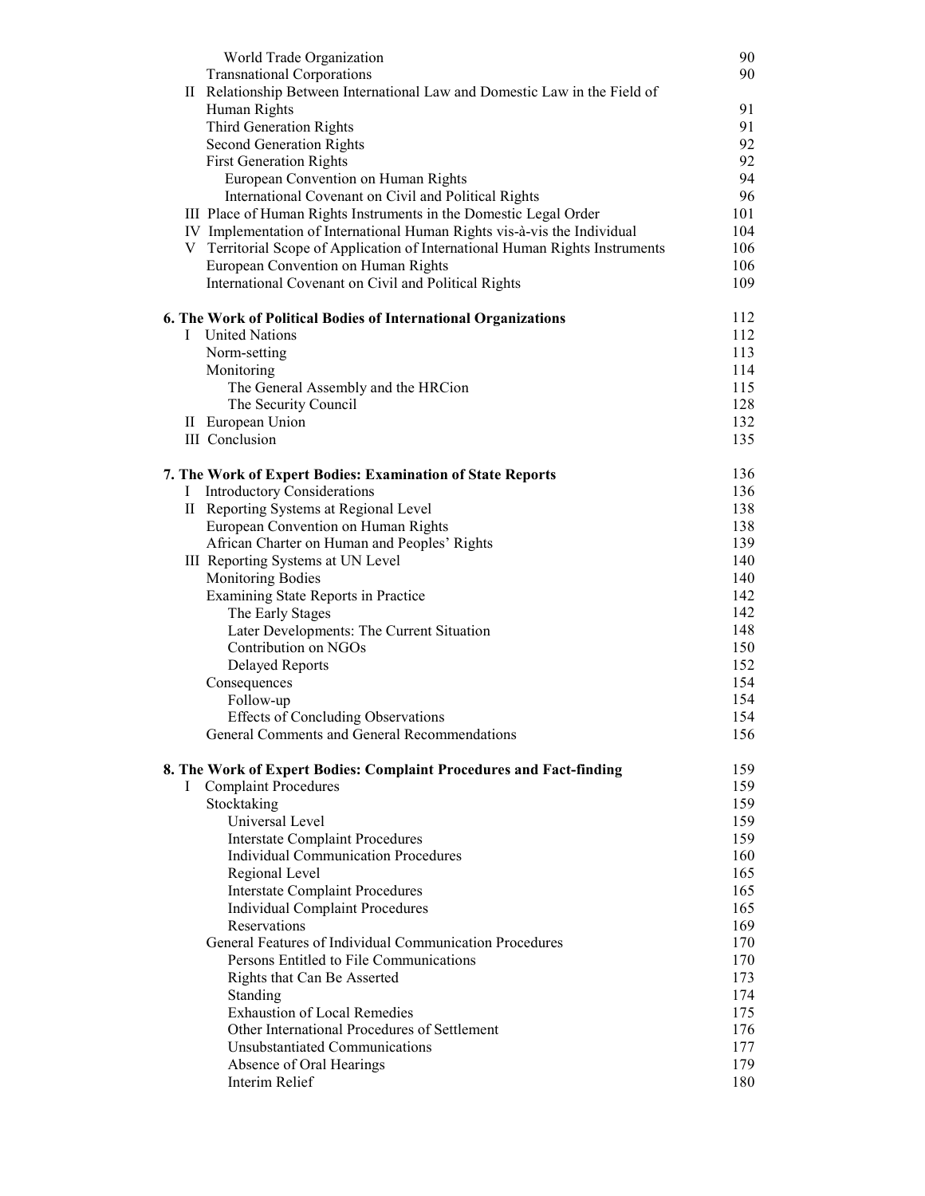| | |
|---|---|
| World Trade Organization | 90 |
| Transnational Corporations | 90 |
| II Relationship Between International Law and Domestic Law in the Field of Human Rights | 91 |
| Third Generation Rights | 91 |
| Second Generation Rights | 92 |
| First Generation Rights | 92 |
| European Convention on Human Rights | 94 |
| International Covenant on Civil and Political Rights | 96 |
| III Place of Human Rights Instruments in the Domestic Legal Order | 101 |
| IV Implementation of International Human Rights vis-à-vis the Individual | 104 |
| V Territorial Scope of Application of International Human Rights Instruments | 106 |
| European Convention on Human Rights | 106 |
| International Covenant on Civil and Political Rights | 109 |
| **6. The Work of Political Bodies of International Organizations** | 112 |
| I United Nations | 112 |
| Norm-setting | 113 |
| Monitoring | 114 |
| The General Assembly and the HRCion | 115 |
| The Security Council | 128 |
| II European Union | 132 |
| III Conclusion | 135 |
| **7. The Work of Expert Bodies: Examination of State Reports** | 136 |
| I Introductory Considerations | 136 |
| II Reporting Systems at Regional Level | 138 |
| European Convention on Human Rights | 138 |
| African Charter on Human and Peoples' Rights | 139 |
| III Reporting Systems at UN Level | 140 |
| Monitoring Bodies | 140 |
| Examining State Reports in Practice | 142 |
| The Early Stages | 142 |
| Later Developments: The Current Situation | 148 |
| Contribution on NGOs | 150 |
| Delayed Reports | 152 |
| Consequences | 154 |
| Follow-up | 154 |
| Effects of Concluding Observations | 154 |
| General Comments and General Recommendations | 156 |
| **8. The Work of Expert Bodies: Complaint Procedures and Fact-finding** | 159 |
| I Complaint Procedures | 159 |
| Stocktaking | 159 |
| Universal Level | 159 |
| Interstate Complaint Procedures | 159 |
| Individual Communication Procedures | 160 |
| Regional Level | 165 |
| Interstate Complaint Procedures | 165 |
| Individual Complaint Procedures | 165 |
| Reservations | 169 |
| General Features of Individual Communication Procedures | 170 |
| Persons Entitled to File Communications | 170 |
| Rights that Can Be Asserted | 173 |
| Standing | 174 |
| Exhaustion of Local Remedies | 175 |
| Other International Procedures of Settlement | 176 |
| Unsubstantiated Communications | 177 |
| Absence of Oral Hearings | 179 |
| Interim Relief | 180 |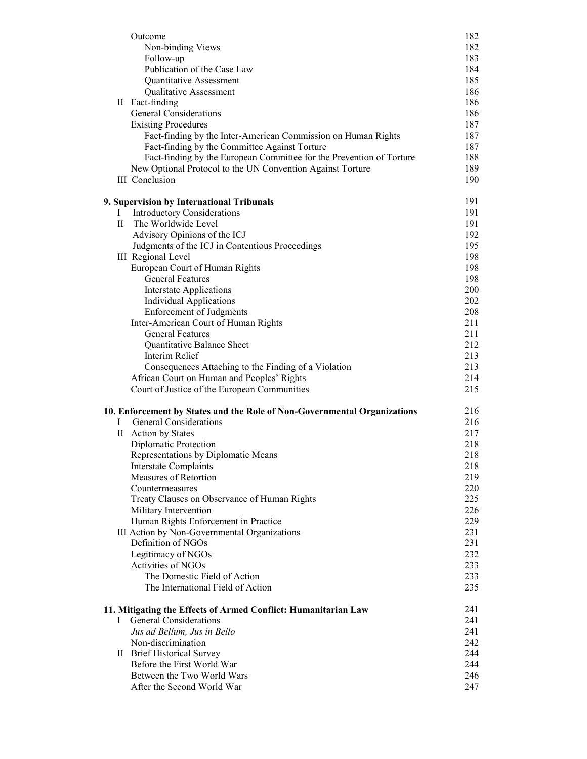| | |
|---|---|
| Outcome | 182 |
| Non-binding Views | 182 |
| Follow-up | 183 |
| Publication of the Case Law | 184 |
| Quantitative Assessment | 185 |
| Qualitative Assessment | 186 |
| II Fact-finding | 186 |
| General Considerations | 186 |
| Existing Procedures | 187 |
| Fact-finding by the Inter-American Commission on Human Rights | 187 |
| Fact-finding by the Committee Against Torture | 187 |
| Fact-finding by the European Committee for the Prevention of Torture | 188 |
| New Optional Protocol to the UN Convention Against Torture | 189 |
| III Conclusion | 190 |
| **9. Supervision by International Tribunals** | 191 |
| I Introductory Considerations | 191 |
| II The Worldwide Level | 191 |
| Advisory Opinions of the ICJ | 192 |
| Judgments of the ICJ in Contentious Proceedings | 195 |
| III Regional Level | 198 |
| European Court of Human Rights | 198 |
| General Features | 198 |
| Interstate Applications | 200 |
| Individual Applications | 202 |
| Enforcement of Judgments | 208 |
| Inter-American Court of Human Rights | 211 |
| General Features | 211 |
| Quantitative Balance Sheet | 212 |
| Interim Relief | 213 |
| Consequences Attaching to the Finding of a Violation | 213 |
| African Court on Human and Peoples' Rights | 214 |
| Court of Justice of the European Communities | 215 |
| **10. Enforcement by States and the Role of Non-Governmental Organizations** | 216 |
| I General Considerations | 216 |
| II Action by States | 217 |
| Diplomatic Protection | 218 |
| Representations by Diplomatic Means | 218 |
| Interstate Complaints | 218 |
| Measures of Retortion | 219 |
| Countermeasures | 220 |
| Treaty Clauses on Observance of Human Rights | 225 |
| Military Intervention | 226 |
| Human Rights Enforcement in Practice | 229 |
| III Action by Non-Governmental Organizations | 231 |
| Definition of NGOs | 231 |
| Legitimacy of NGOs | 232 |
| Activities of NGOs | 233 |
| The Domestic Field of Action | 233 |
| The International Field of Action | 235 |
| **11. Mitigating the Effects of Armed Conflict: Humanitarian Law** | 241 |
| I General Considerations | 241 |
| *Jus ad Bellum, Jus in Bello* | 241 |
| Non-discrimination | 242 |
| II Brief Historical Survey | 244 |
| Before the First World War | 244 |
| Between the Two World Wars | 246 |
| After the Second World War | 247 |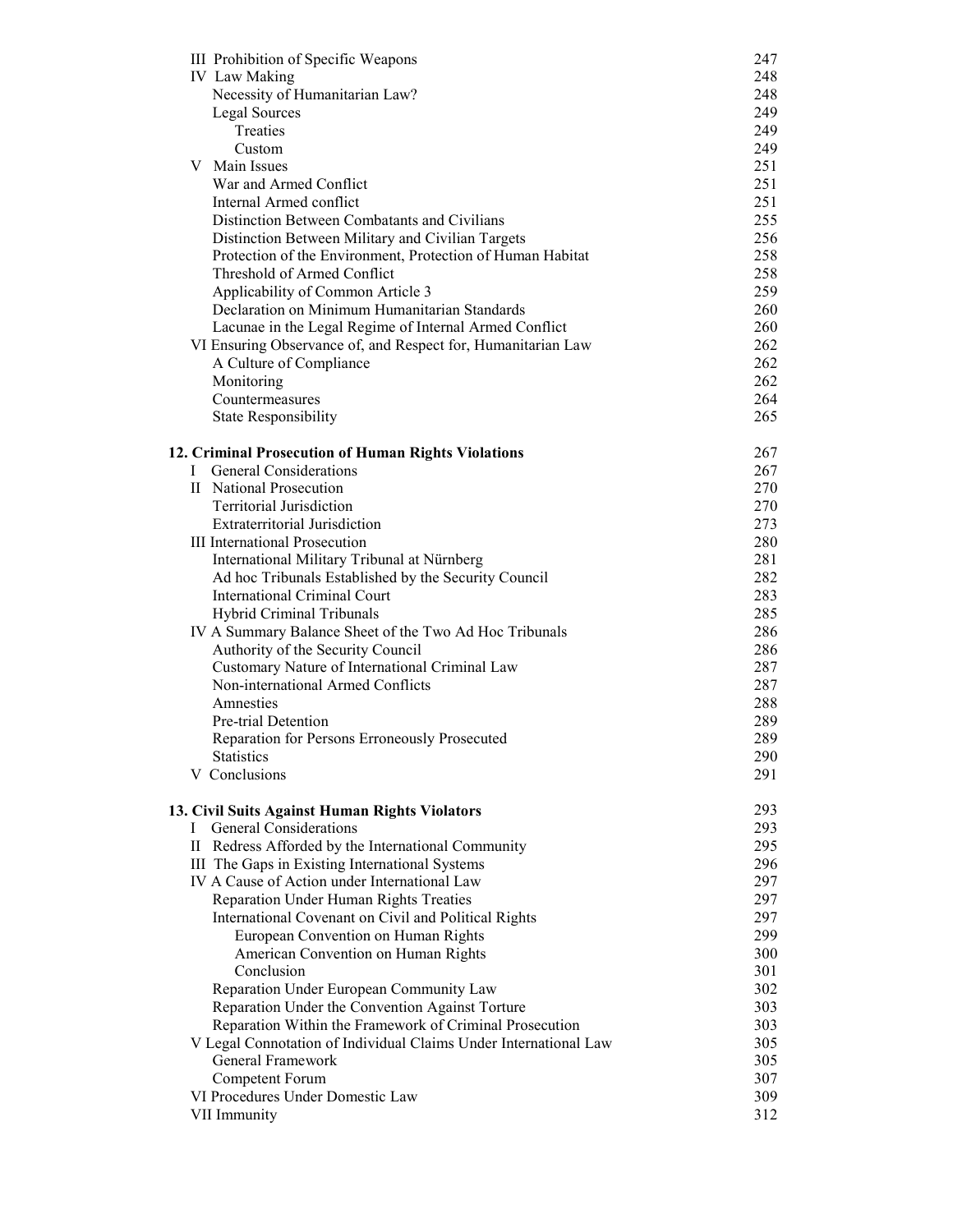| | |
|---|---|
| III Prohibition of Specific Weapons | 247 |
| IV Law Making | 248 |
| Necessity of Humanitarian Law? | 248 |
| Legal Sources | 249 |
| Treaties | 249 |
| Custom | 249 |
| V Main Issues | 251 |
| War and Armed Conflict | 251 |
| Internal Armed conflict | 251 |
| Distinction Between Combatants and Civilians | 255 |
| Distinction Between Military and Civilian Targets | 256 |
| Protection of the Environment, Protection of Human Habitat | 258 |
| Threshold of Armed Conflict | 258 |
| Applicability of Common Article 3 | 259 |
| Declaration on Minimum Humanitarian Standards | 260 |
| Lacunae in the Legal Regime of Internal Armed Conflict | 260 |
| VI Ensuring Observance of, and Respect for, Humanitarian Law | 262 |
| A Culture of Compliance | 262 |
| Monitoring | 262 |
| Countermeasures | 264 |
| State Responsibility | 265 |
| | |
| **12. Criminal Prosecution of Human Rights Violations** | 267 |
| I General Considerations | 267 |
| II National Prosecution | 270 |
| Territorial Jurisdiction | 270 |
| Extraterritorial Jurisdiction | 273 |
| III International Prosecution | 280 |
| International Military Tribunal at Nürnberg | 281 |
| Ad hoc Tribunals Established by the Security Council | 282 |
| International Criminal Court | 283 |
| Hybrid Criminal Tribunals | 285 |
| IV A Summary Balance Sheet of the Two Ad Hoc Tribunals | 286 |
| Authority of the Security Council | 286 |
| Customary Nature of International Criminal Law | 287 |
| Non-international Armed Conflicts | 287 |
| Amnesties | 288 |
| Pre-trial Detention | 289 |
| Reparation for Persons Erroneously Prosecuted | 289 |
| Statistics | 290 |
| V Conclusions | 291 |
| | |
| **13. Civil Suits Against Human Rights Violators** | 293 |
| I General Considerations | 293 |
| II Redress Afforded by the International Community | 295 |
| III The Gaps in Existing International Systems | 296 |
| IV A Cause of Action under International Law | 297 |
| Reparation Under Human Rights Treaties | 297 |
| International Covenant on Civil and Political Rights | 297 |
| European Convention on Human Rights | 299 |
| American Convention on Human Rights | 300 |
| Conclusion | 301 |
| Reparation Under European Community Law | 302 |
| Reparation Under the Convention Against Torture | 303 |
| Reparation Within the Framework of Criminal Prosecution | 303 |
| V Legal Connotation of Individual Claims Under International Law | 305 |
| General Framework | 305 |
| Competent Forum | 307 |
| VI Procedures Under Domestic Law | 309 |
| VII Immunity | 312 |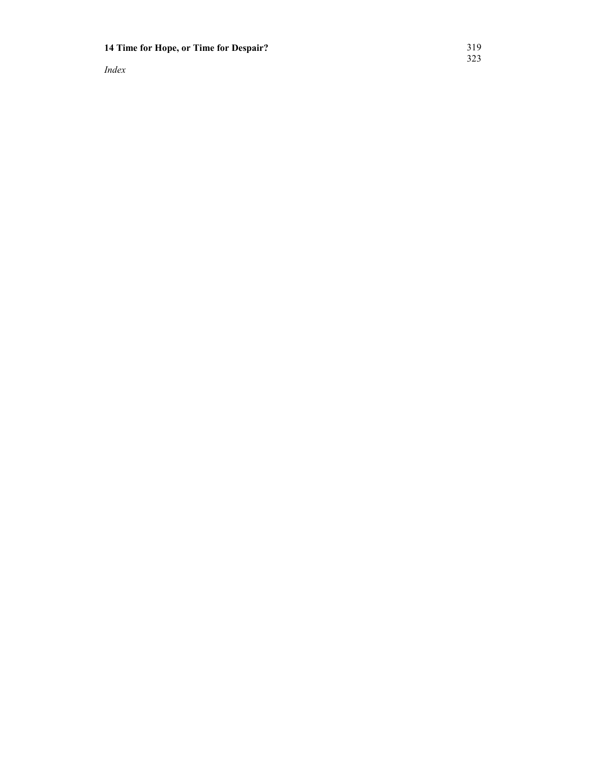**14 Time for Hope, or Time for Despair?** 319

*Index* 323